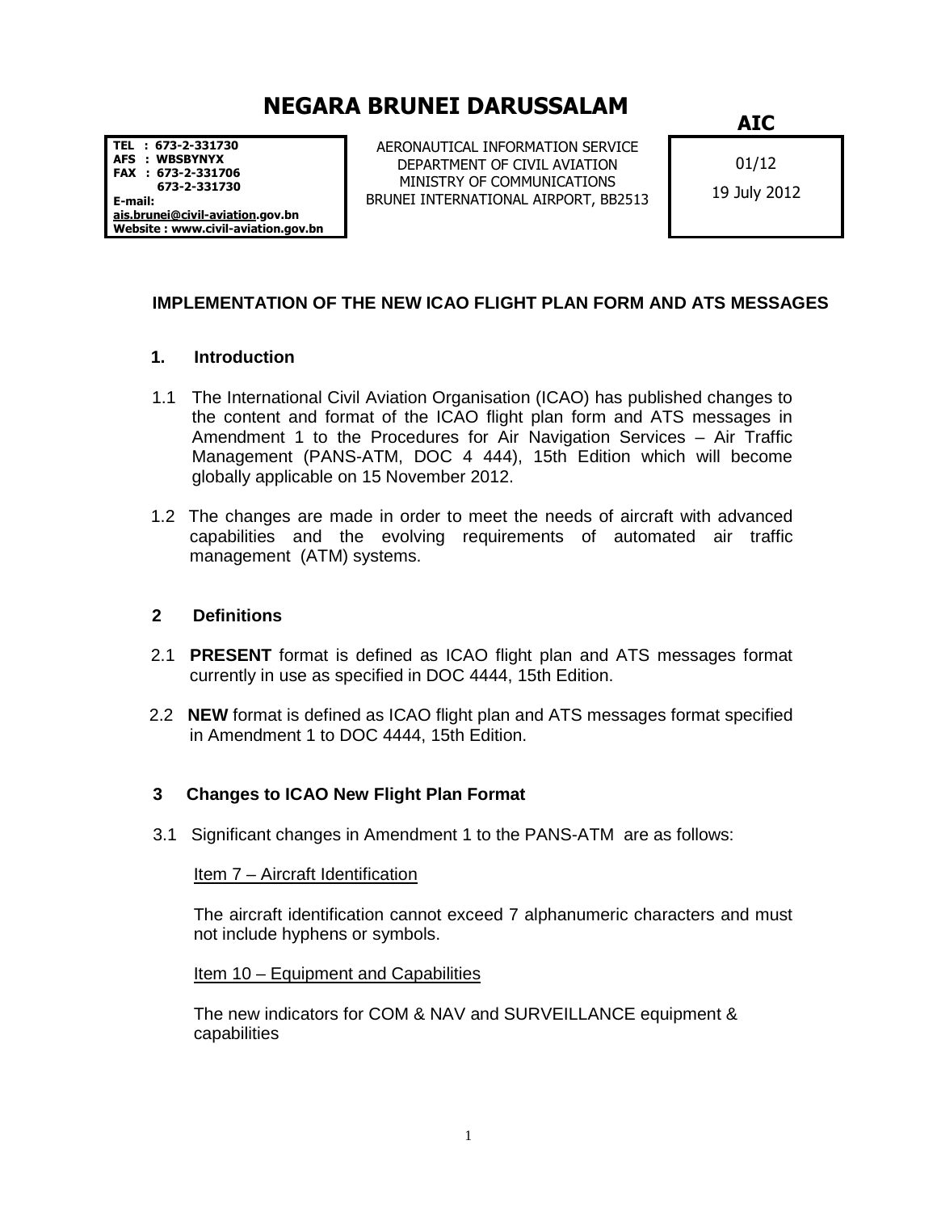# NEGARA BRUNEI DARUSSALAM

**AIC**

**TEL : 673-2-331730**
**AFS : WBSBYNYX**
**FAX : 673-2-331706**
**673-2-331730**
**E-mail:**
**ais.brunei@civil-aviation.gov.bn**
**Website : www.civil-aviation.gov.bn**

AERONAUTICAL INFORMATION SERVICE
DEPARTMENT OF CIVIL AVIATION
MINISTRY OF COMMUNICATIONS
BRUNEI INTERNATIONAL AIRPORT, BB2513

01/12
19 July 2012

## IMPLEMENTATION OF THE NEW ICAO FLIGHT PLAN FORM AND ATS MESSAGES

### 1. Introduction

1.1 The International Civil Aviation Organisation (ICAO) has published changes to the content and format of the ICAO flight plan form and ATS messages in Amendment 1 to the Procedures for Air Navigation Services – Air Traffic Management (PANS-ATM, DOC 4 444), 15th Edition which will become globally applicable on 15 November 2012.

1.2 The changes are made in order to meet the needs of aircraft with advanced capabilities and the evolving requirements of automated air traffic management (ATM) systems.

### 2 Definitions

2.1 **PRESENT** format is defined as ICAO flight plan and ATS messages format currently in use as specified in DOC 4444, 15th Edition.

2.2 **NEW** format is defined as ICAO flight plan and ATS messages format specified in Amendment 1 to DOC 4444, 15th Edition.

### 3 Changes to ICAO New Flight Plan Format

3.1 Significant changes in Amendment 1 to the PANS-ATM are as follows:

Item 7 – Aircraft Identification

The aircraft identification cannot exceed 7 alphanumeric characters and must not include hyphens or symbols.

Item 10 – Equipment and Capabilities

The new indicators for COM & NAV and SURVEILLANCE equipment & capabilities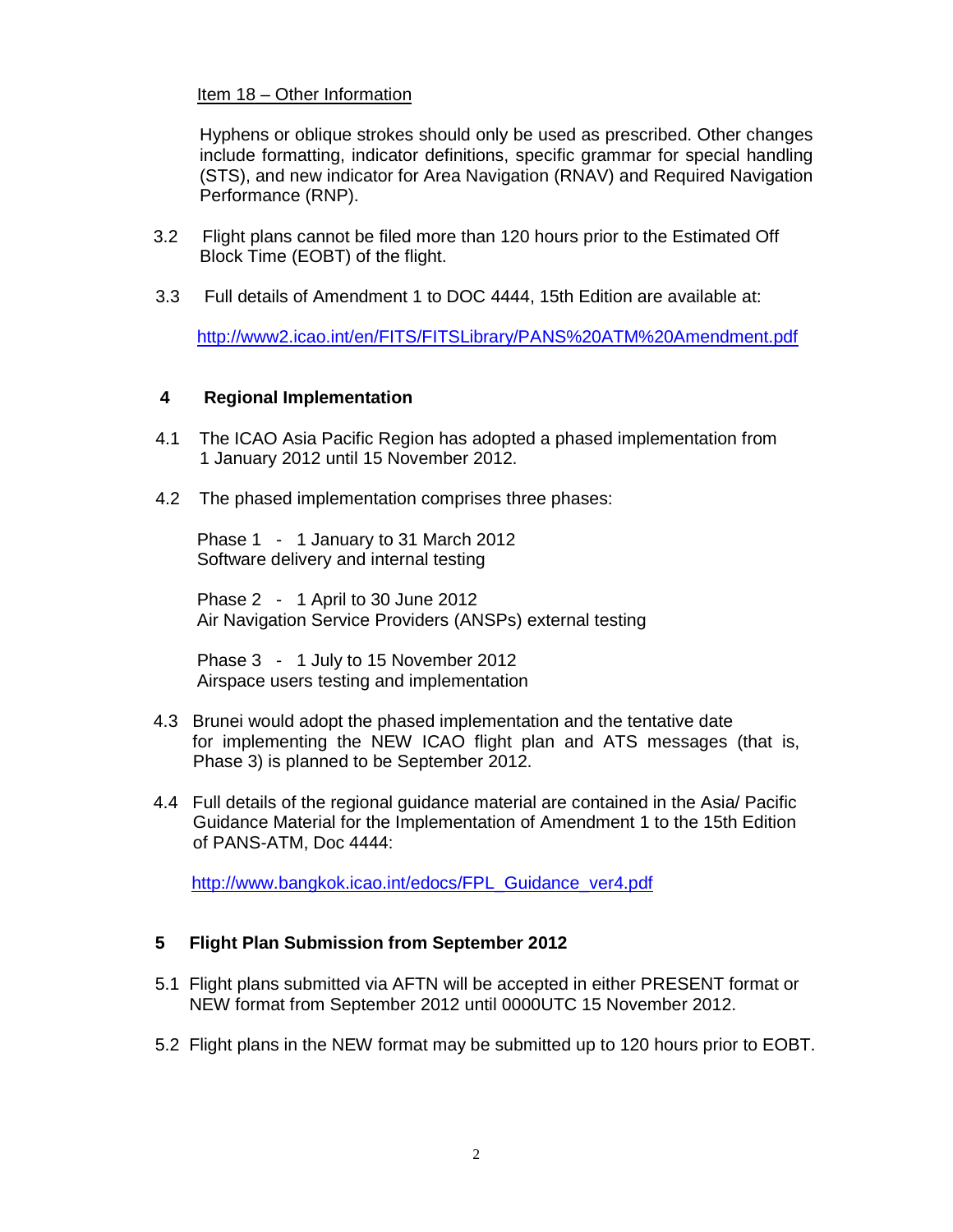Item 18 – Other Information

Hyphens or oblique strokes should only be used as prescribed. Other changes include formatting, indicator definitions, specific grammar for special handling (STS), and new indicator for Area Navigation (RNAV) and Required Navigation Performance (RNP).

3.2 Flight plans cannot be filed more than 120 hours prior to the Estimated Off Block Time (EOBT) of the flight.

3.3 Full details of Amendment 1 to DOC 4444, 15th Edition are available at:

http://www2.icao.int/en/FITS/FITSLibrary/PANS%20ATM%20Amendment.pdf

## 4 Regional Implementation

4.1 The ICAO Asia Pacific Region has adopted a phased implementation from 1 January 2012 until 15 November 2012.

4.2 The phased implementation comprises three phases:

Phase 1 - 1 January to 31 March 2012
Software delivery and internal testing

Phase 2 - 1 April to 30 June 2012
Air Navigation Service Providers (ANSPs) external testing

Phase 3 - 1 July to 15 November 2012
Airspace users testing and implementation

4.3 Brunei would adopt the phased implementation and the tentative date for implementing the NEW ICAO flight plan and ATS messages (that is, Phase 3) is planned to be September 2012.

4.4 Full details of the regional guidance material are contained in the Asia/ Pacific Guidance Material for the Implementation of Amendment 1 to the 15th Edition of PANS-ATM, Doc 4444:

http://www.bangkok.icao.int/edocs/FPL_Guidance_ver4.pdf

## 5 Flight Plan Submission from September 2012

5.1 Flight plans submitted via AFTN will be accepted in either PRESENT format or NEW format from September 2012 until 0000UTC 15 November 2012.

5.2 Flight plans in the NEW format may be submitted up to 120 hours prior to EOBT.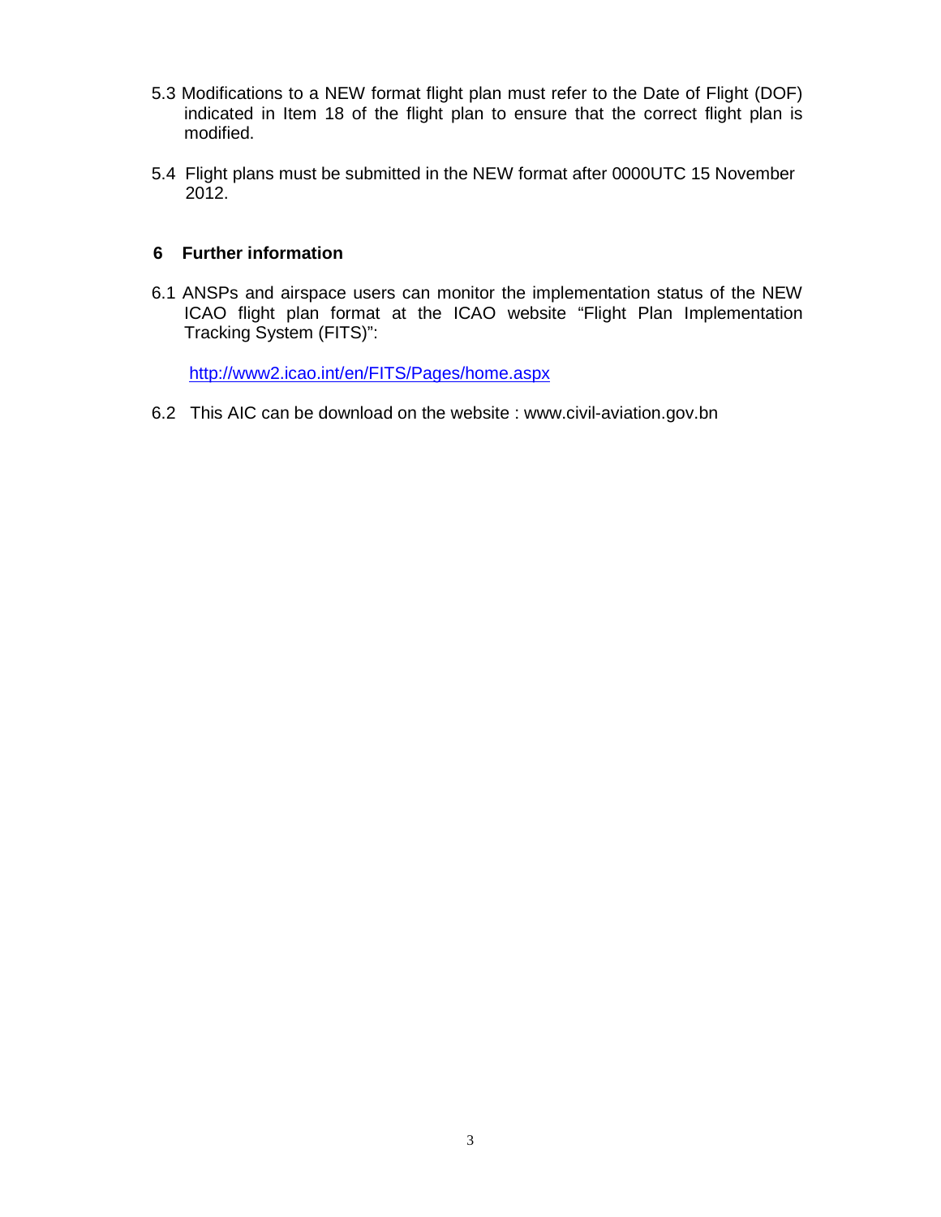5.3 Modifications to a NEW format flight plan must refer to the Date of Flight (DOF) indicated in Item 18 of the flight plan to ensure that the correct flight plan is modified.

5.4 Flight plans must be submitted in the NEW format after 0000UTC 15 November 2012.

## 6 Further information

6.1 ANSPs and airspace users can monitor the implementation status of the NEW ICAO flight plan format at the ICAO website "Flight Plan Implementation Tracking System (FITS)":

http://www2.icao.int/en/FITS/Pages/home.aspx

6.2 This AIC can be download on the website : www.civil-aviation.gov.bn